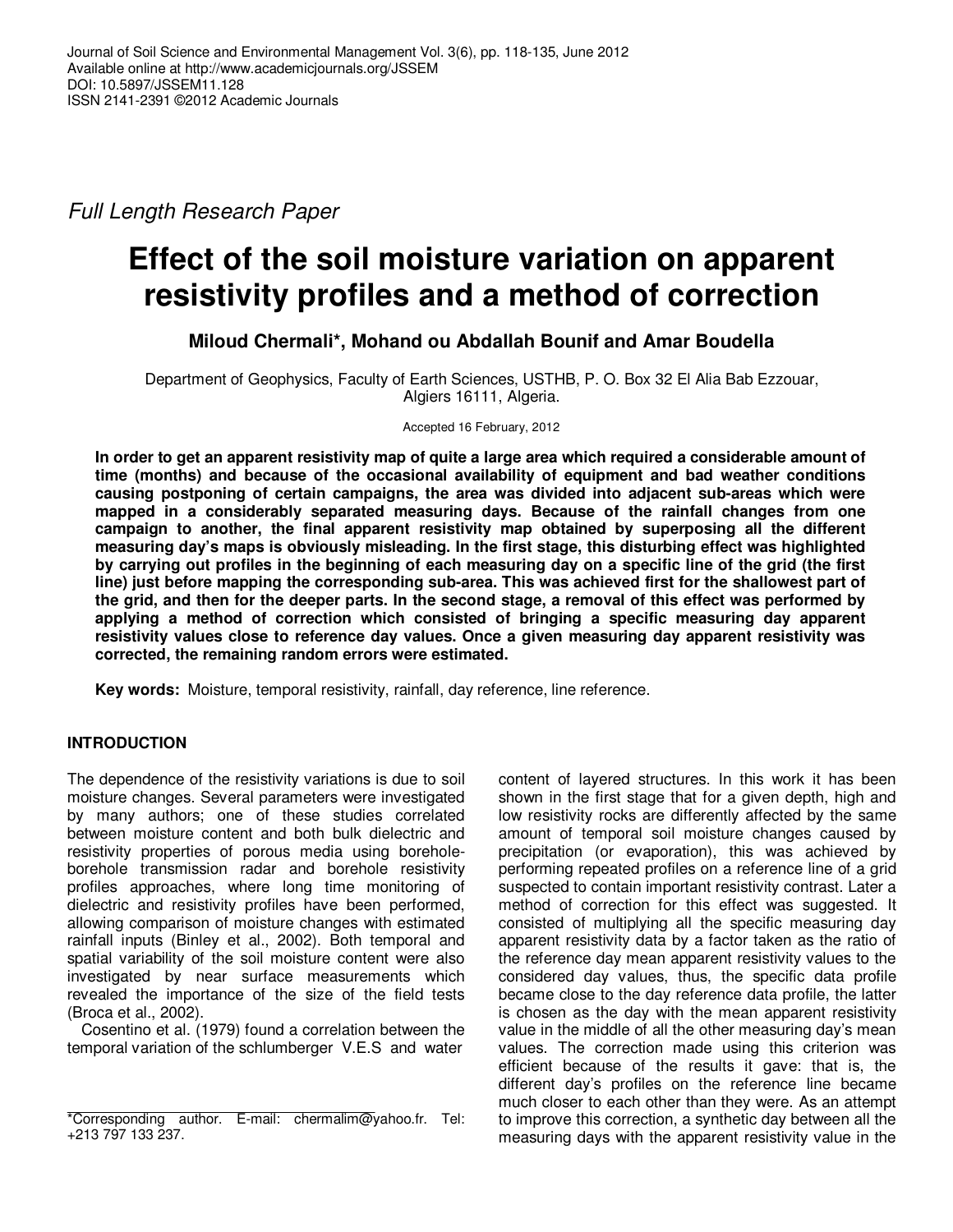*Full Length Research Paper*

# Effect of the soil moisture variation on apparent resistivity profiles and a method of correction

**Miloud Chermali*, Mohand ou Abdallah Bounif and Amar Boudella**

Department of Geophysics, Faculty of Earth Sciences, USTHB, P. O. Box 32 El Alia Bab Ezzouar, Algiers 16111, Algeria.

Accepted 16 February, 2012

**In order to get an apparent resistivity map of quite a large area which required a considerable amount of time (months) and because of the occasional availability of equipment and bad weather conditions causing postponing of certain campaigns, the area was divided into adjacent sub-areas which were mapped in a considerably separated measuring days. Because of the rainfall changes from one campaign to another, the final apparent resistivity map obtained by superposing all the different measuring day's maps is obviously misleading. In the first stage, this disturbing effect was highlighted by carrying out profiles in the beginning of each measuring day on a specific line of the grid (the first line) just before mapping the corresponding sub-area. This was achieved first for the shallowest part of the grid, and then for the deeper parts. In the second stage, a removal of this effect was performed by applying a method of correction which consisted of bringing a specific measuring day apparent resistivity values close to reference day values. Once a given measuring day apparent resistivity was corrected, the remaining random errors were estimated.**

**Key words:** Moisture, temporal resistivity, rainfall, day reference, line reference.

## INTRODUCTION

The dependence of the resistivity variations is due to soil moisture changes. Several parameters were investigated by many authors; one of these studies correlated between moisture content and both bulk dielectric and resistivity properties of porous media using borehole-borehole transmission radar and borehole resistivity profiles approaches, where long time monitoring of dielectric and resistivity profiles have been performed, allowing comparison of moisture changes with estimated rainfall inputs (Binley et al., 2002). Both temporal and spatial variability of the soil moisture content were also investigated by near surface measurements which revealed the importance of the size of the field tests (Broca et al., 2002).

Cosentino et al. (1979) found a correlation between the temporal variation of the schlumberger V.E.S and water content of layered structures. In this work it has been shown in the first stage that for a given depth, high and low resistivity rocks are differently affected by the same amount of temporal soil moisture changes caused by precipitation (or evaporation), this was achieved by performing repeated profiles on a reference line of a grid suspected to contain important resistivity contrast. Later a method of correction for this effect was suggested. It consisted of multiplying all the specific measuring day apparent resistivity data by a factor taken as the ratio of the reference day mean apparent resistivity values to the considered day values, thus, the specific data profile became close to the day reference data profile, the latter is chosen as the day with the mean apparent resistivity value in the middle of all the other measuring day's mean values. The correction made using this criterion was efficient because of the results it gave: that is, the different day's profiles on the reference line became much closer to each other than they were. As an attempt to improve this correction, a synthetic day between all the measuring days with the apparent resistivity value in the

*Corresponding author. E-mail: chermalim@yahoo.fr. Tel: +213 797 133 237.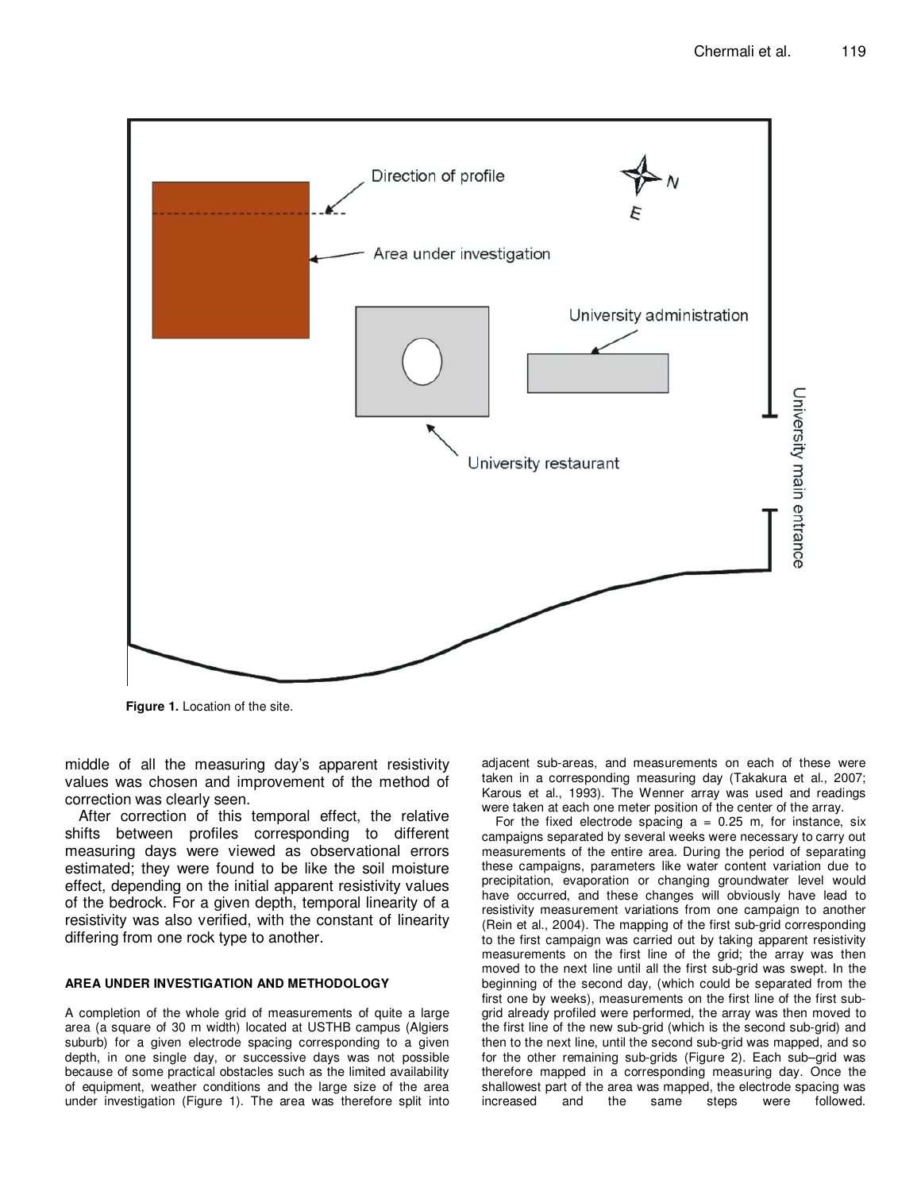Figure 1. Location of the site.

middle of all the measuring day's apparent resistivity values was chosen and improvement of the method of correction was clearly seen.

After correction of this temporal effect, the relative shifts between profiles corresponding to different measuring days were viewed as observational errors estimated; they were found to be like the soil moisture effect, depending on the initial apparent resistivity values of the bedrock. For a given depth, temporal linearity of a resistivity was also verified, with the constant of linearity differing from one rock type to another.

## AREA UNDER INVESTIGATION AND METHODOLOGY

A completion of the whole grid of measurements of quite a large area (a square of 30 m width) located at USTHB campus (Algiers suburb) for a given electrode spacing corresponding to a given depth, in one single day, or successive days was not possible because of some practical obstacles such as the limited availability of equipment, weather conditions and the large size of the area under investigation (Figure 1). The area was therefore split into adjacent sub-areas, and measurements on each of these were taken in a corresponding measuring day (Takakura et al., 2007; Karous et al., 1993). The Wenner array was used and readings were taken at each one meter position of the center of the array.

For the fixed electrode spacing a = 0.25 m, for instance, six campaigns separated by several weeks were necessary to carry out measurements of the entire area. During the period of separating these campaigns, parameters like water content variation due to precipitation, evaporation or changing groundwater level would have occurred, and these changes will obviously have lead to resistivity measurement variations from one campaign to another (Rein et al., 2004). The mapping of the first sub-grid corresponding to the first campaign was carried out by taking apparent resistivity measurements on the first line of the grid; the array was then moved to the next line until all the first sub-grid was swept. In the beginning of the second day, (which could be separated from the first one by weeks), measurements on the first line of the first sub-grid already profiled were performed, the array was then moved to the first line of the new sub-grid (which is the second sub-grid) and then to the next line, until the second sub-grid was mapped, and so for the other remaining sub-grids (Figure 2). Each sub–grid was therefore mapped in a corresponding measuring day. Once the shallowest part of the area was mapped, the electrode spacing was increased and the same steps were followed.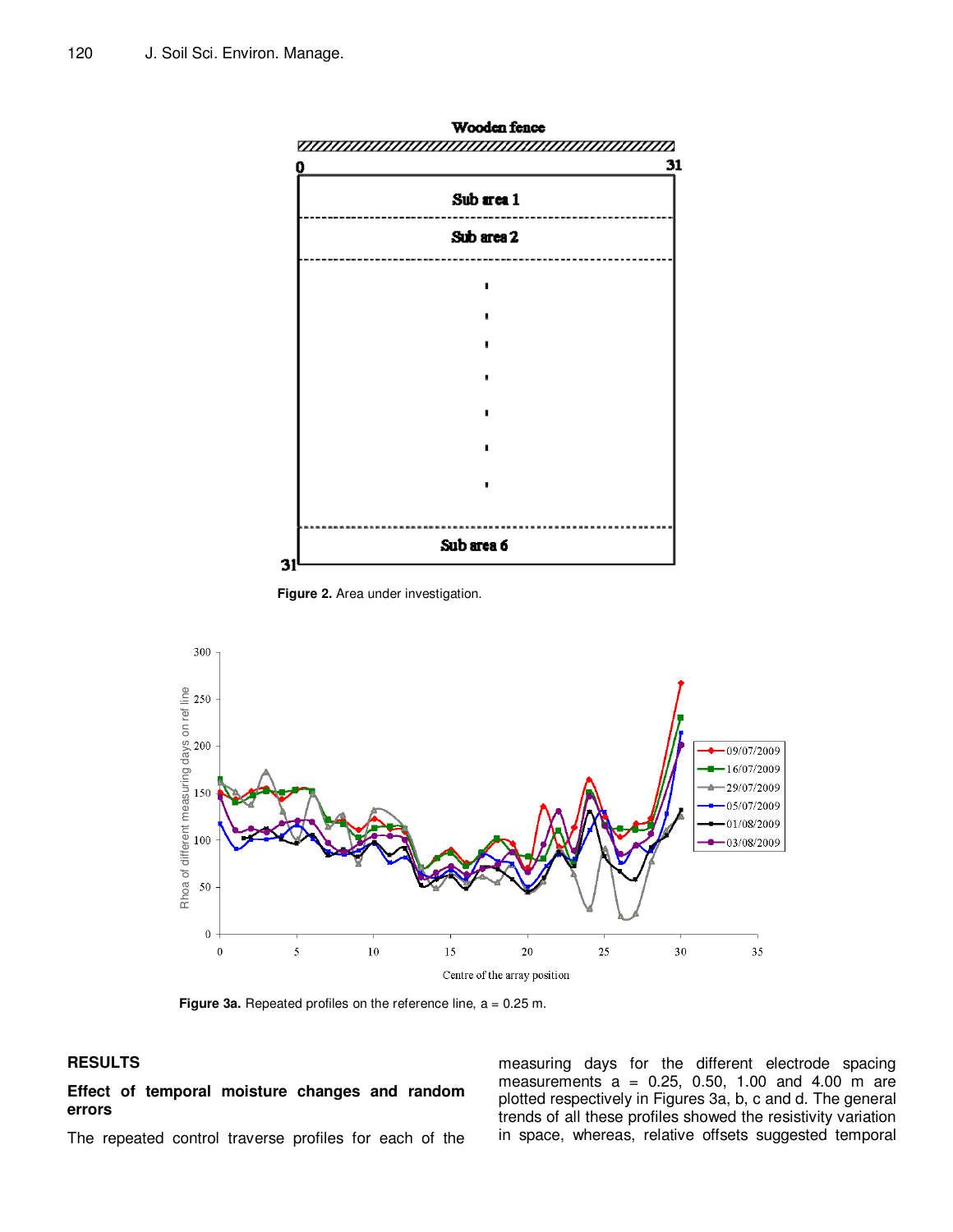Figure 2. Area under investigation.

Figure 3a. Repeated profiles on the reference line, a = 0.25 m.

## RESULTS

### Effect of temporal moisture changes and random errors

The repeated control traverse profiles for each of the measuring days for the different electrode spacing measurements a = 0.25, 0.50, 1.00 and 4.00 m are plotted respectively in Figures 3a, b, c and d. The general trends of all these profiles showed the resistivity variation in space, whereas, relative offsets suggested temporal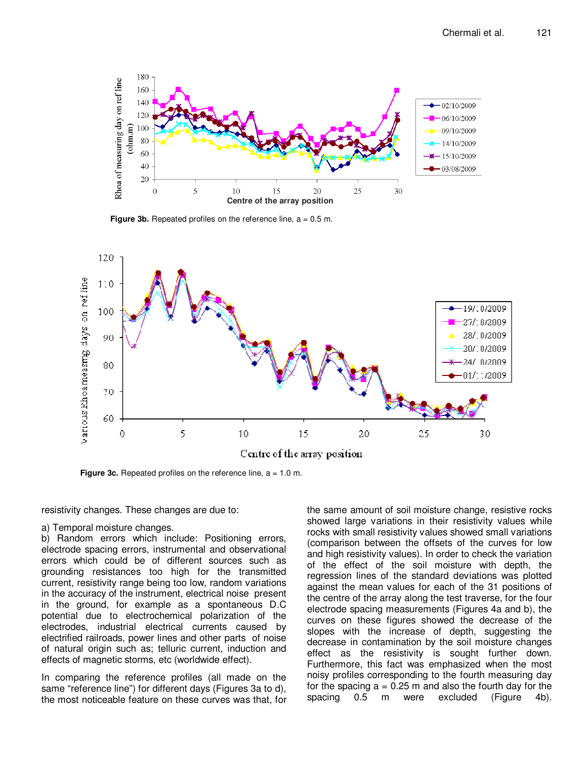Figure 3b. Repeated profiles on the reference line, a = 0.5 m.

Figure 3c. Repeated profiles on the reference line, a = 1.0 m.

resistivity changes. These changes are due to:

a) Temporal moisture changes.
b) Random errors which include: Positioning errors, electrode spacing errors, instrumental and observational errors which could be of different sources such as grounding resistances too high for the transmitted current, resistivity range being too low, random variations in the accuracy of the instrument, electrical noise present in the ground, for example as a spontaneous D.C potential due to electrochemical polarization of the electrodes, industrial electrical currents caused by electrified railroads, power lines and other parts of noise of natural origin such as; telluric current, induction and effects of magnetic storms, etc (worldwide effect).

In comparing the reference profiles (all made on the same "reference line") for different days (Figures 3a to d), the most noticeable feature on these curves was that, for the same amount of soil moisture change, resistive rocks showed large variations in their resistivity values while rocks with small resistivity values showed small variations (comparison between the offsets of the curves for low and high resistivity values). In order to check the variation of the effect of the soil moisture with depth, the regression lines of the standard deviations was plotted against the mean values for each of the 31 positions of the centre of the array along the test traverse, for the four electrode spacing measurements (Figures 4a and b), the curves on these figures showed the decrease of the slopes with the increase of depth, suggesting the decrease in contamination by the soil moisture changes effect as the resistivity is sought further down. Furthermore, this fact was emphasized when the most noisy profiles corresponding to the fourth measuring day for the spacing a = 0.25 m and also the fourth day for the spacing 0.5 m were excluded (Figure 4b).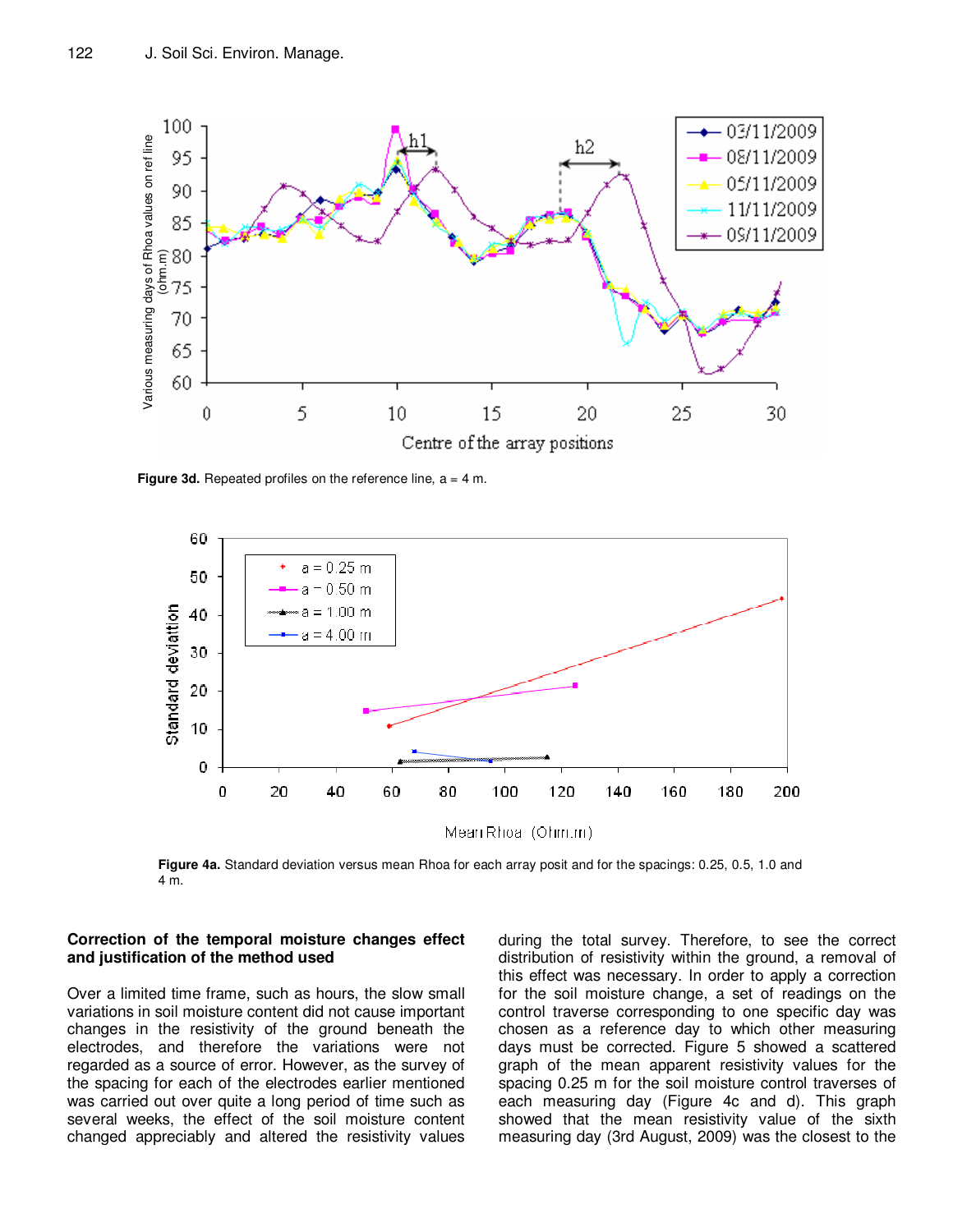Figure 3d. Repeated profiles on the reference line, a = 4 m.

Figure 4a. Standard deviation versus mean Rhoa for each array posit and for the spacings: 0.25, 0.5, 1.0 and 4 m.

**Correction of the temporal moisture changes effect and justification of the method used**

Over a limited time frame, such as hours, the slow small variations in soil moisture content did not cause important changes in the resistivity of the ground beneath the electrodes, and therefore the variations were not regarded as a source of error. However, as the survey of the spacing for each of the electrodes earlier mentioned was carried out over quite a long period of time such as several weeks, the effect of the soil moisture content changed appreciably and altered the resistivity values during the total survey. Therefore, to see the correct distribution of resistivity within the ground, a removal of this effect was necessary. In order to apply a correction for the soil moisture change, a set of readings on the control traverse corresponding to one specific day was chosen as a reference day to which other measuring days must be corrected. Figure 5 showed a scattered graph of the mean apparent resistivity values for the spacing 0.25 m for the soil moisture control traverses of each measuring day (Figure 4c and d). This graph showed that the mean resistivity value of the sixth measuring day (3rd August, 2009) was the closest to the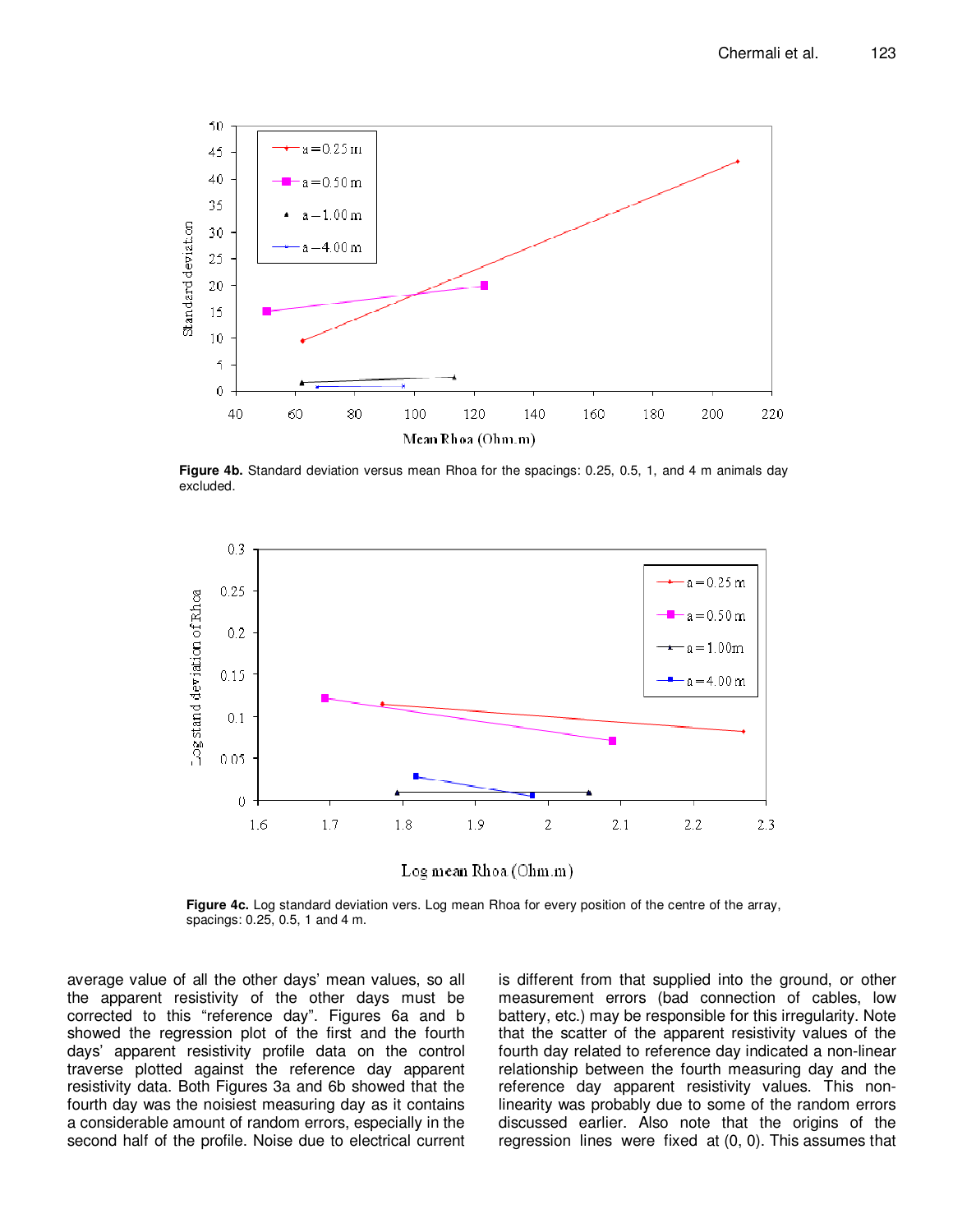**Figure 4b.** Standard deviation versus mean Rhoa for the spacings: 0.25, 0.5, 1, and 4 m animals day excluded.

**Figure 4c.** Log standard deviation vers. Log mean Rhoa for every position of the centre of the array, spacings: 0.25, 0.5, 1 and 4 m.

average value of all the other days' mean values, so all the apparent resistivity of the other days must be corrected to this "reference day". Figures 6a and b showed the regression plot of the first and the fourth days' apparent resistivity profile data on the control traverse plotted against the reference day apparent resistivity data. Both Figures 3a and 6b showed that the fourth day was the noisiest measuring day as it contains a considerable amount of random errors, especially in the second half of the profile. Noise due to electrical current is different from that supplied into the ground, or other measurement errors (bad connection of cables, low battery, etc.) may be responsible for this irregularity. Note that the scatter of the apparent resistivity values of the fourth day related to reference day indicated a non-linear relationship between the fourth measuring day and the reference day apparent resistivity values. This non-linearity was probably due to some of the random errors discussed earlier. Also note that the origins of the regression lines were fixed at (0, 0). This assumes that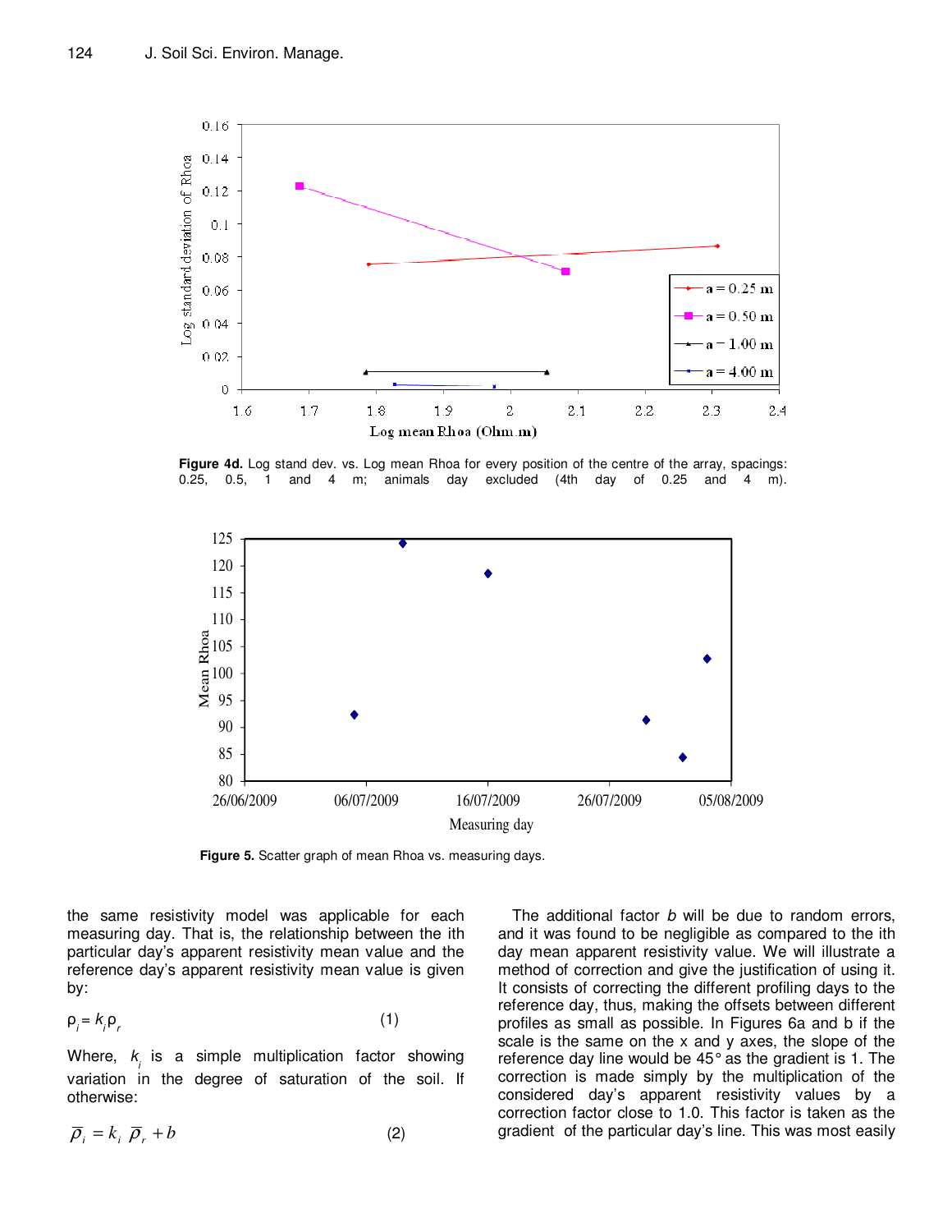Figure 4d. Log stand dev. vs. Log mean Rhoa for every position of the centre of the array, spacings: 0.25, 0.5, 1 and 4 m; animals day excluded (4th day of 0.25 and 4 m).

Figure 5. Scatter graph of mean Rhoa vs. measuring days.

the same resistivity model was applicable for each measuring day. That is, the relationship between the ith particular day's apparent resistivity mean value and the reference day's apparent resistivity mean value is given by:

$$\rho_i = k_i \rho_r \quad (1)$$

Where, $k_i$ is a simple multiplication factor showing variation in the degree of saturation of the soil. If otherwise:

$$\bar{\rho}_i = k_i \, \bar{\rho}_r + b \quad (2)$$

The additional factor $b$ will be due to random errors, and it was found to be negligible as compared to the ith day mean apparent resistivity value. We will illustrate a method of correction and give the justification of using it. It consists of correcting the different profiling days to the reference day, thus, making the offsets between different profiles as small as possible. In Figures 6a and b if the scale is the same on the x and y axes, the slope of the reference day line would be 45° as the gradient is 1. The correction is made simply by the multiplication of the considered day's apparent resistivity values by a correction factor close to 1.0. This factor is taken as the gradient of the particular day's line. This was most easily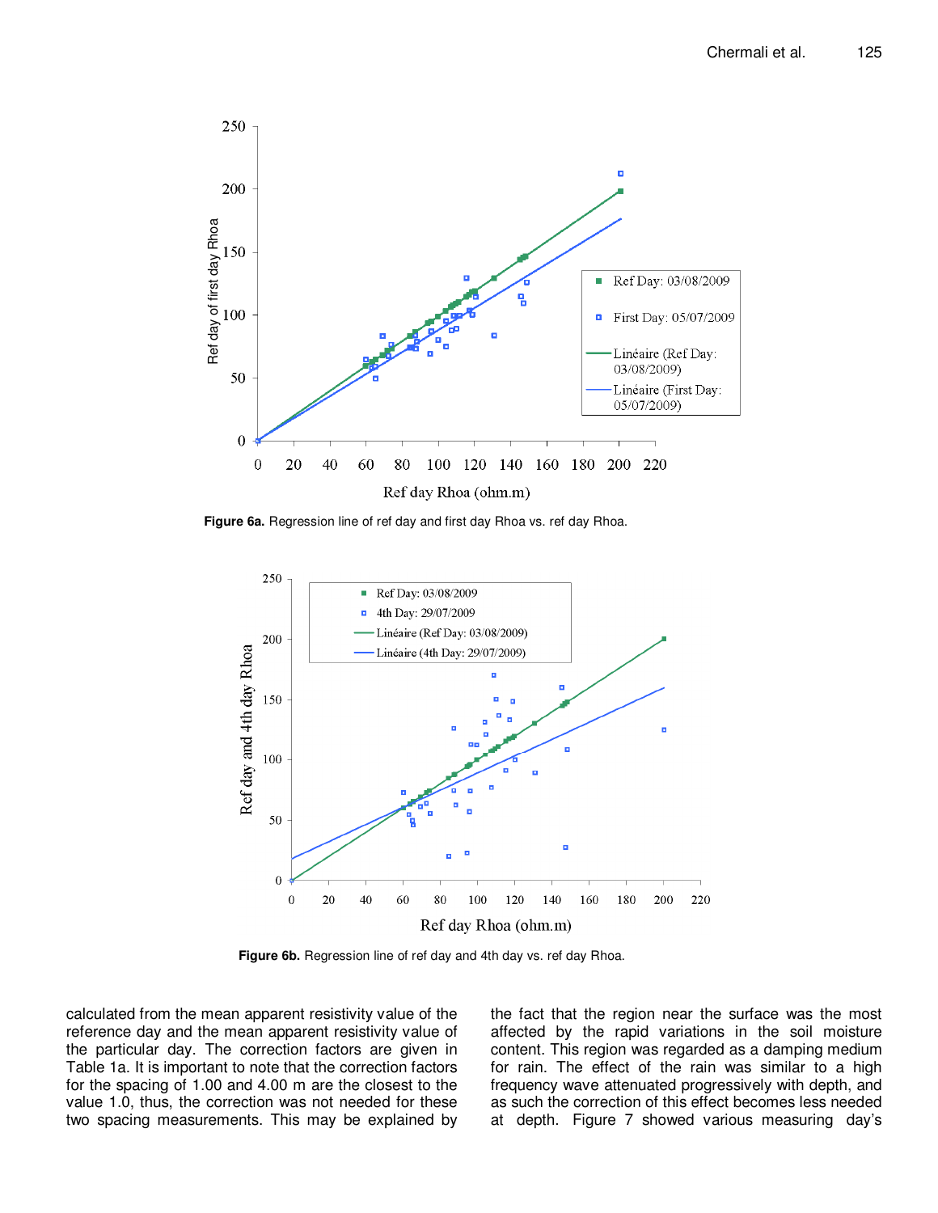Figure 6a. Regression line of ref day and first day Rhoa vs. ref day Rhoa.

Figure 6b. Regression line of ref day and 4th day vs. ref day Rhoa.

calculated from the mean apparent resistivity value of the reference day and the mean apparent resistivity value of the particular day. The correction factors are given in Table 1a. It is important to note that the correction factors for the spacing of 1.00 and 4.00 m are the closest to the value 1.0, thus, the correction was not needed for these two spacing measurements. This may be explained by the fact that the region near the surface was the most affected by the rapid variations in the soil moisture content. This region was regarded as a damping medium for rain. The effect of the rain was similar to a high frequency wave attenuated progressively with depth, and as such the correction of this effect becomes less needed at depth. Figure 7 showed various measuring day's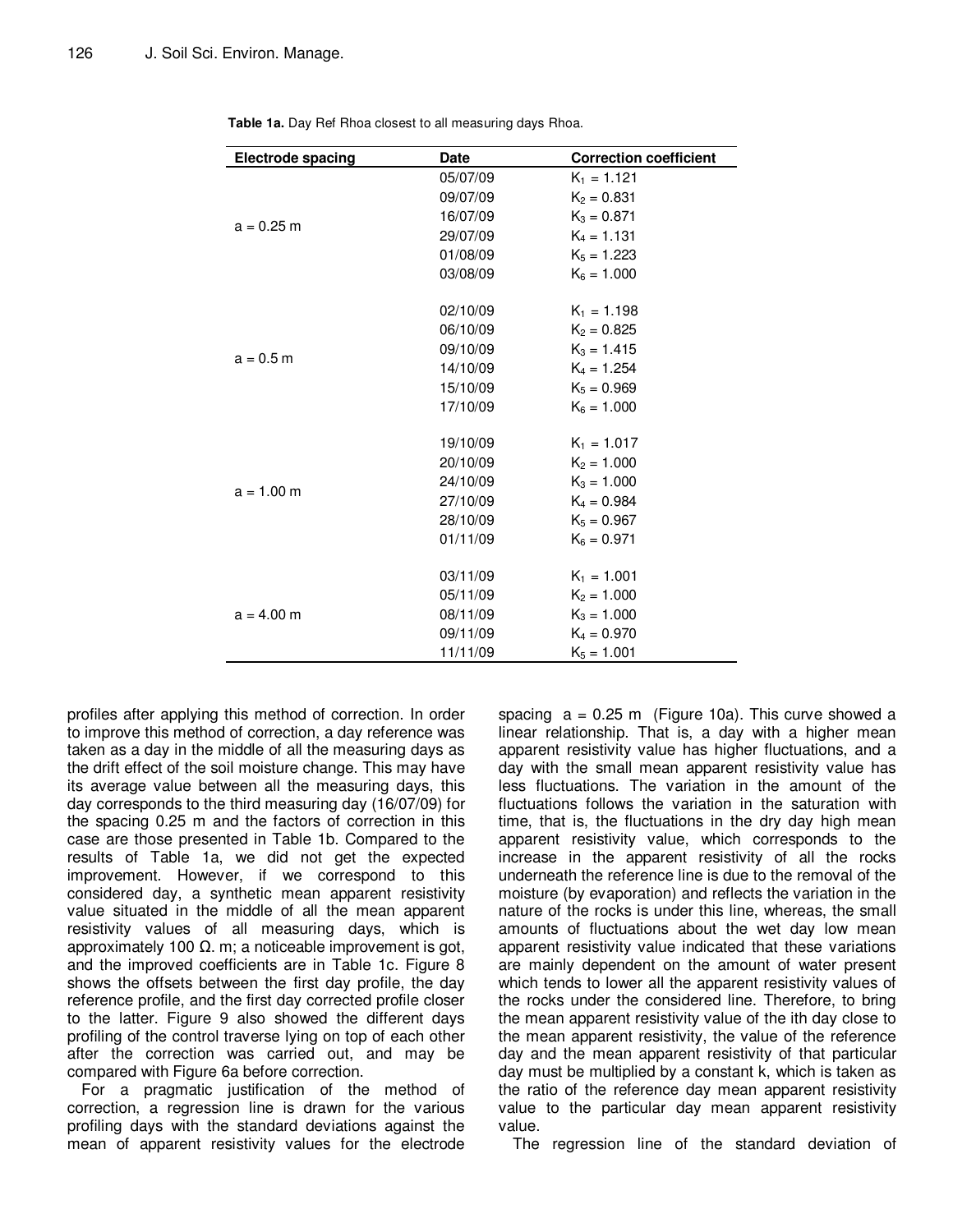**Table 1a.** Day Ref Rhoa closest to all measuring days Rhoa.

| Electrode spacing | Date | Correction coefficient |
|---|---|---|
| a = 0.25 m | 05/07/09 | $K_1$ = 1.121 |
| | 09/07/09 | $K_2$ = 0.831 |
| | 16/07/09 | $K_3$ = 0.871 |
| | 29/07/09 | $K_4$ = 1.131 |
| | 01/08/09 | $K_5$ = 1.223 |
| | 03/08/09 | $K_6$ = 1.000 |
| a = 0.5 m | 02/10/09 | $K_1$ = 1.198 |
| | 06/10/09 | $K_2$ = 0.825 |
| | 09/10/09 | $K_3$ = 1.415 |
| | 14/10/09 | $K_4$ = 1.254 |
| | 15/10/09 | $K_5$ = 0.969 |
| | 17/10/09 | $K_6$ = 1.000 |
| a = 1.00 m | 19/10/09 | $K_1$ = 1.017 |
| | 20/10/09 | $K_2$ = 1.000 |
| | 24/10/09 | $K_3$ = 1.000 |
| | 27/10/09 | $K_4$ = 0.984 |
| | 28/10/09 | $K_5$ = 0.967 |
| | 01/11/09 | $K_6$ = 0.971 |
| a = 4.00 m | 03/11/09 | $K_1$ = 1.001 |
| | 05/11/09 | $K_2$ = 1.000 |
| | 08/11/09 | $K_3$ = 1.000 |
| | 09/11/09 | $K_4$ = 0.970 |
| | 11/11/09 | $K_5$ = 1.001 |

profiles after applying this method of correction. In order to improve this method of correction, a day reference was taken as a day in the middle of all the measuring days as the drift effect of the soil moisture change. This may have its average value between all the measuring days, this day corresponds to the third measuring day (16/07/09) for the spacing 0.25 m and the factors of correction in this case are those presented in Table 1b. Compared to the results of Table 1a, we did not get the expected improvement. However, if we correspond to this considered day, a synthetic mean apparent resistivity value situated in the middle of all the mean apparent resistivity values of all measuring days, which is approximately 100 Ω. m; a noticeable improvement is got, and the improved coefficients are in Table 1c. Figure 8 shows the offsets between the first day profile, the day reference profile, and the first day corrected profile closer to the latter. Figure 9 also showed the different days profiling of the control traverse lying on top of each other after the correction was carried out, and may be compared with Figure 6a before correction.

For a pragmatic justification of the method of correction, a regression line is drawn for the various profiling days with the standard deviations against the mean of apparent resistivity values for the electrode spacing a = 0.25 m (Figure 10a). This curve showed a linear relationship. That is, a day with a higher mean apparent resistivity value has higher fluctuations, and a day with the small mean apparent resistivity value has less fluctuations. The variation in the amount of the fluctuations follows the variation in the saturation with time, that is, the fluctuations in the dry day high mean apparent resistivity value, which corresponds to the increase in the apparent resistivity of all the rocks underneath the reference line is due to the removal of the moisture (by evaporation) and reflects the variation in the nature of the rocks is under this line, whereas, the small amounts of fluctuations about the wet day low mean apparent resistivity value indicated that these variations are mainly dependent on the amount of water present which tends to lower all the apparent resistivity values of the rocks under the considered line. Therefore, to bring the mean apparent resistivity value of the ith day close to the mean apparent resistivity, the value of the reference day and the mean apparent resistivity of that particular day must be multiplied by a constant k, which is taken as the ratio of the reference day mean apparent resistivity value to the particular day mean apparent resistivity value.

The regression line of the standard deviation of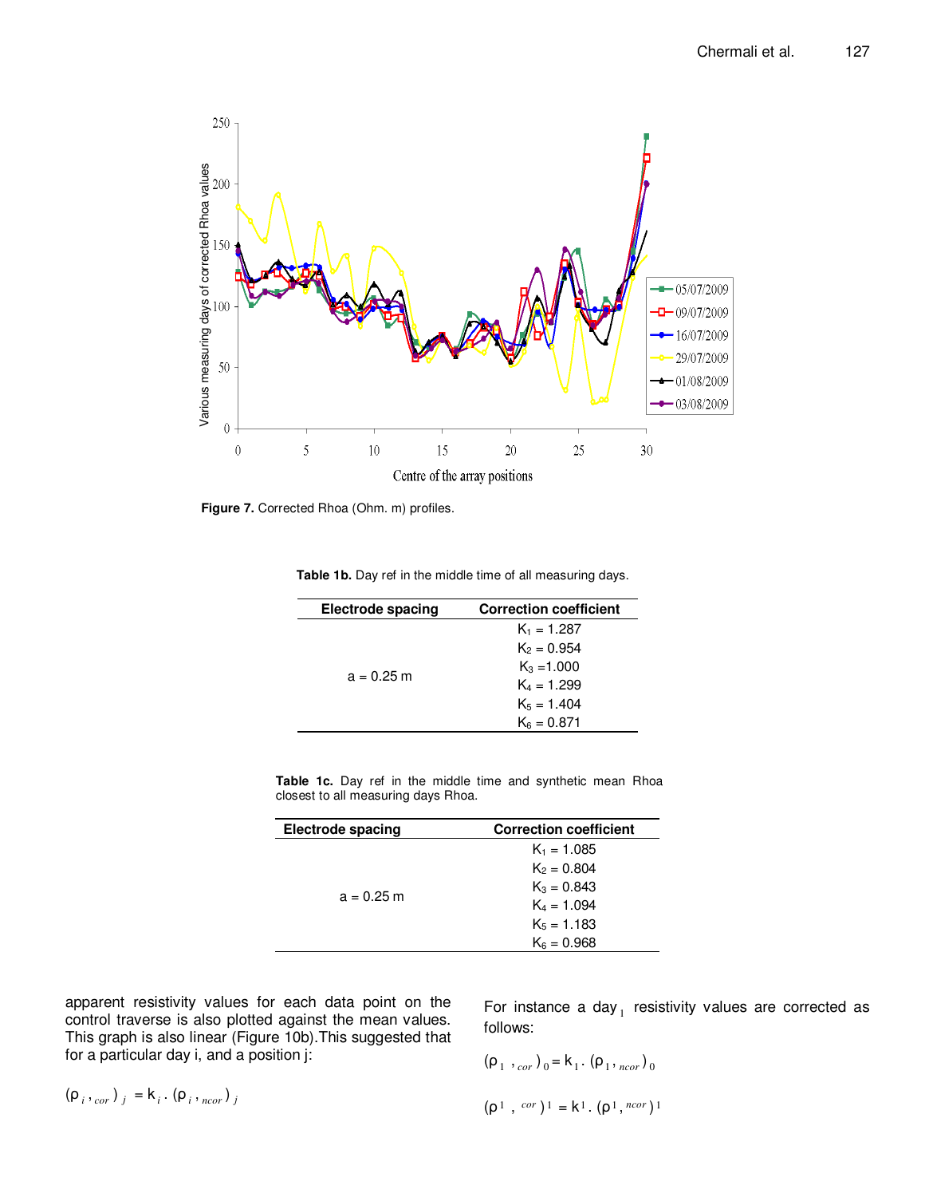Figure 7. Corrected Rhoa (Ohm. m) profiles.

**Table 1b.** Day ref in the middle time of all measuring days.

| Electrode spacing | Correction coefficient |
|---|---|
| a = 0.25 m | $K_1$ = 1.287 |
| | $K_2$ = 0.954 |
| | $K_3$ =1.000 |
| | $K_4$ = 1.299 |
| | $K_5$ = 1.404 |
| | $K_6$ = 0.871 |

**Table 1c.** Day ref in the middle time and synthetic mean Rhoa closest to all measuring days Rhoa.

| Electrode spacing | Correction coefficient |
|---|---|
| a = 0.25 m | $K_1$ = 1.085 |
| | $K_2$ = 0.804 |
| | $K_3$ = 0.843 |
| | $K_4$ = 1.094 |
| | $K_5$ = 1.183 |
| | $K_6$ = 0.968 |

apparent resistivity values for each data point on the control traverse is also plotted against the mean values. This graph is also linear (Figure 10b).This suggested that for a particular day i, and a position j:

$$(\rho_{i, cor})_j = k_i . (\rho_{i, ncor})_j$$

For instance a day$_1$ resistivity values are corrected as follows:

$$(\rho_{1, cor})_0 = k_1 . (\rho_{1, ncor})_0$$

$$(\rho^1, {}^{cor})^1 = k^1 . (\rho^1, {}^{ncor})^1$$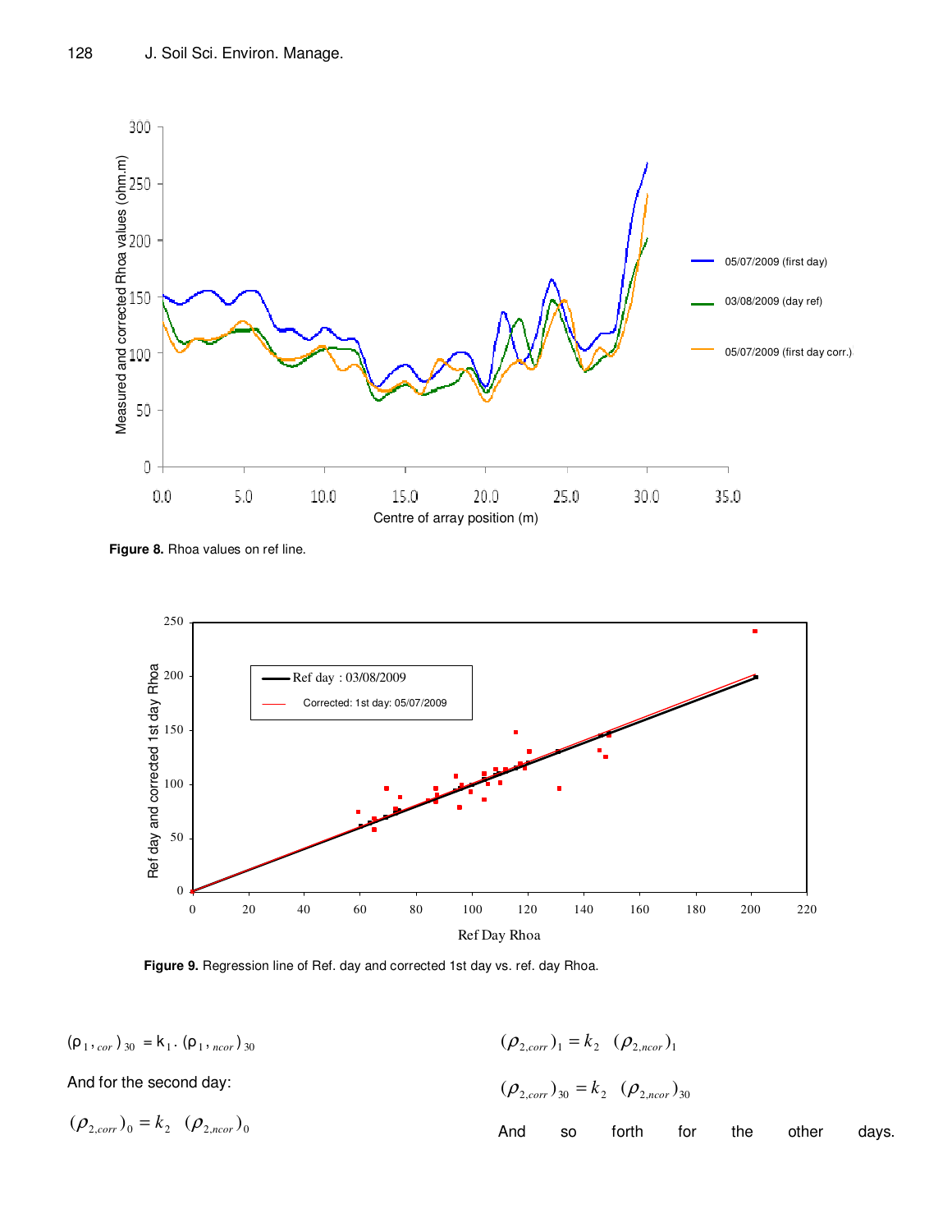**Figure 8.** Rhoa values on ref line.

**Figure 9.** Regression line of Ref. day and corrected 1st day vs. ref. day Rhoa.

$$(\rho_{1,cor})_{30} = k_1 . (\rho_{1,ncor})_{30}$$

And for the second day:

$$(\rho_{2,corr})_0 = k_2 \quad (\rho_{2,ncor})_0$$

$$(\rho_{2,corr})_1 = k_2 \quad (\rho_{2,ncor})_1$$

$$(\rho_{2,corr})_{30} = k_2 \quad (\rho_{2,ncor})_{30}$$

And so forth for the other days.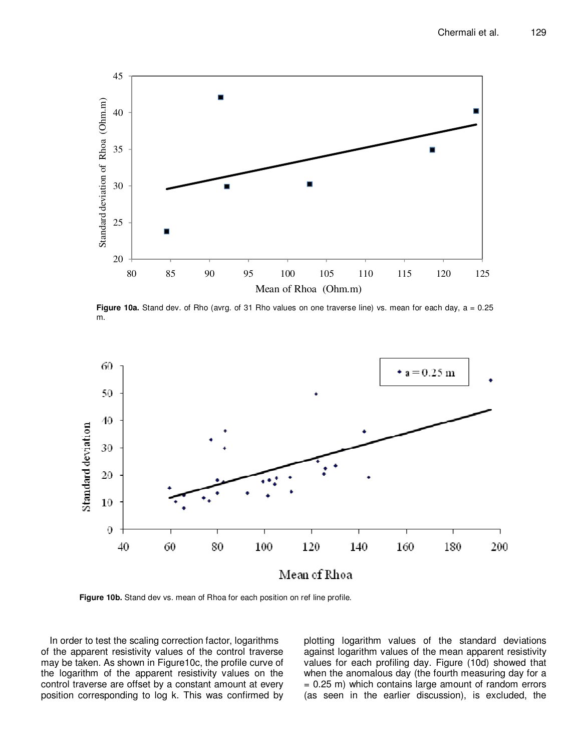**Figure 10a.** Stand dev. of Rho (avrg. of 31 Rho values on one traverse line) vs. mean for each day, a = 0.25 m.

**Figure 10b.** Stand dev vs. mean of Rhoa for each position on ref line profile.

In order to test the scaling correction factor, logarithms of the apparent resistivity values of the control traverse may be taken. As shown in Figure10c, the profile curve of the logarithm of the apparent resistivity values on the control traverse are offset by a constant amount at every position corresponding to log k. This was confirmed by plotting logarithm values of the standard deviations against logarithm values of the mean apparent resistivity values for each profiling day. Figure (10d) showed that when the anomalous day (the fourth measuring day for a = 0.25 m) which contains large amount of random errors (as seen in the earlier discussion), is excluded, the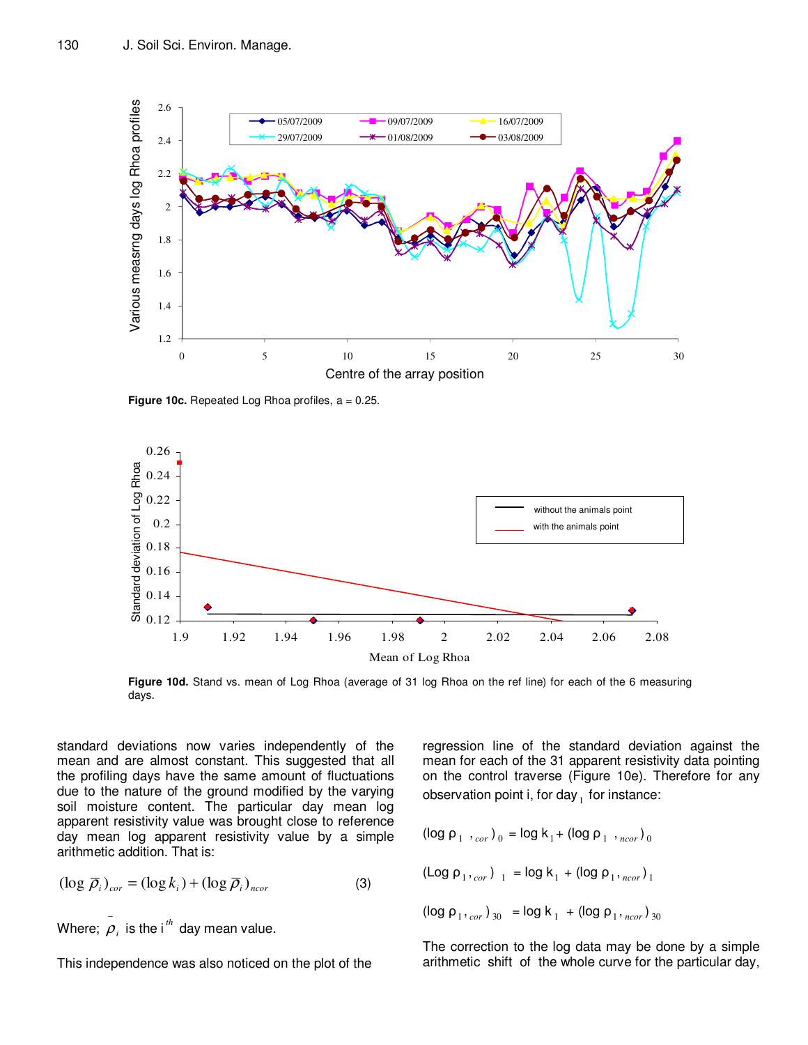**Figure 10c.** Repeated Log Rhoa profiles, a = 0.25.

**Figure 10d.** Stand vs. mean of Log Rhoa (average of 31 log Rhoa on the ref line) for each of the 6 measuring days.

standard deviations now varies independently of the mean and are almost constant. This suggested that all the profiling days have the same amount of fluctuations due to the nature of the ground modified by the varying soil moisture content. The particular day mean log apparent resistivity value was brought close to reference day mean log apparent resistivity value by a simple arithmetic addition. That is:

$$(\log \bar{\rho}_i)_{cor} = (\log k_i) + (\log \bar{\rho}_i)_{ncor} \qquad (3)$$

Where; $\bar{\rho}_i$ is the $i^{th}$ day mean value.

This independence was also noticed on the plot of the regression line of the standard deviation against the mean for each of the 31 apparent resistivity data pointing on the control traverse (Figure 10e). Therefore for any observation point i, for $\text{day}_1$ for instance:

$$(\log \rho_{1,cor})_0 = \log k_1 + (\log \rho_{1,ncor})_0$$

$$(\log \rho_{1,cor})_1 = \log k_1 + (\log \rho_{1,ncor})_1$$

$$(\log \rho_{1,cor})_{30} = \log k_1 + (\log \rho_{1,ncor})_{30}$$

The correction to the log data may be done by a simple arithmetic shift of the whole curve for the particular day,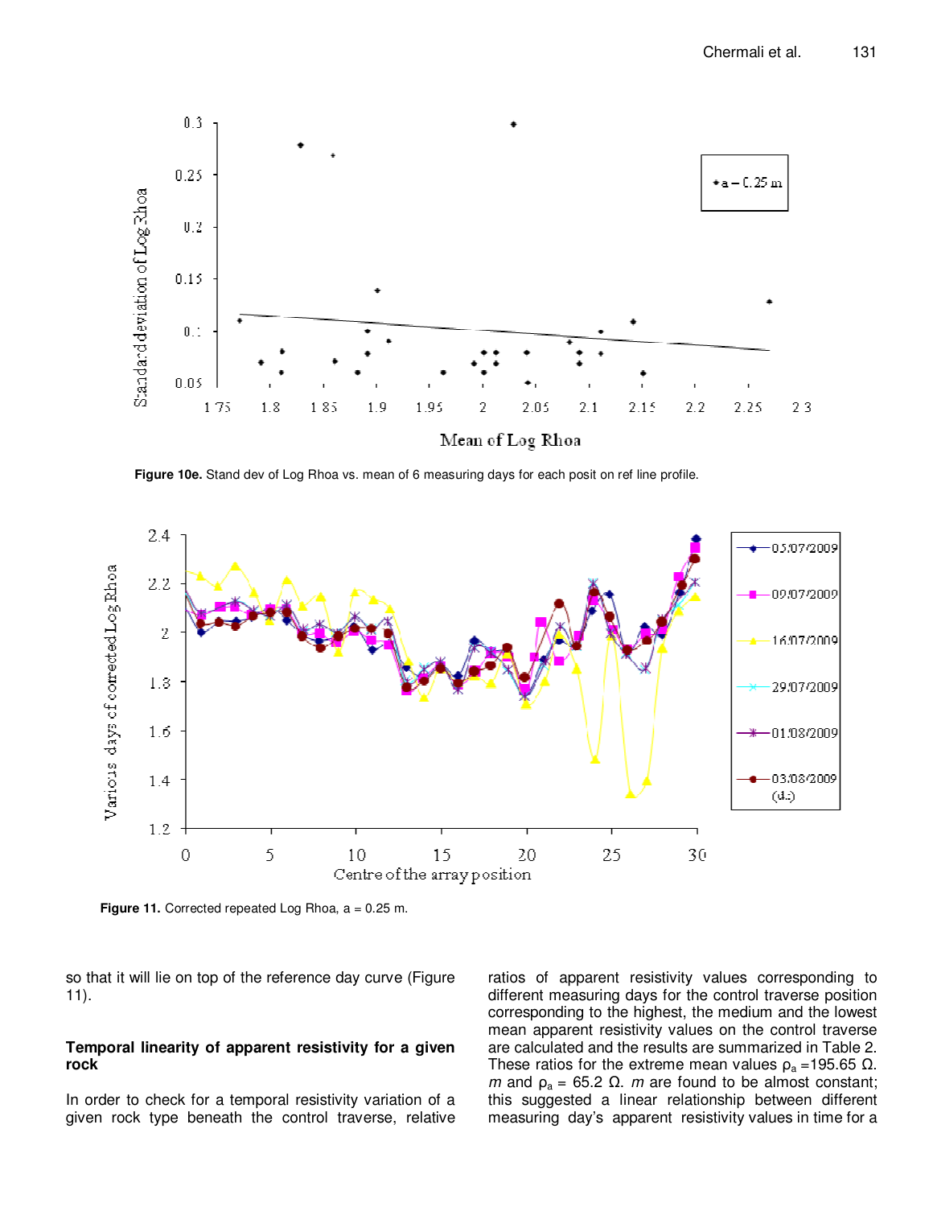Figure 10e. Stand dev of Log Rhoa vs. mean of 6 measuring days for each posit on ref line profile.

Figure 11. Corrected repeated Log Rhoa, a = 0.25 m.

so that it will lie on top of the reference day curve (Figure 11).

**Temporal linearity of apparent resistivity for a given rock**

In order to check for a temporal resistivity variation of a given rock type beneath the control traverse, relative ratios of apparent resistivity values corresponding to different measuring days for the control traverse position corresponding to the highest, the medium and the lowest mean apparent resistivity values on the control traverse are calculated and the results are summarized in Table 2. These ratios for the extreme mean values $\rho_a$ =195.65 Ω. *m* and $\rho_a$ = 65.2 Ω. *m* are found to be almost constant; this suggested a linear relationship between different measuring day's apparent resistivity values in time for a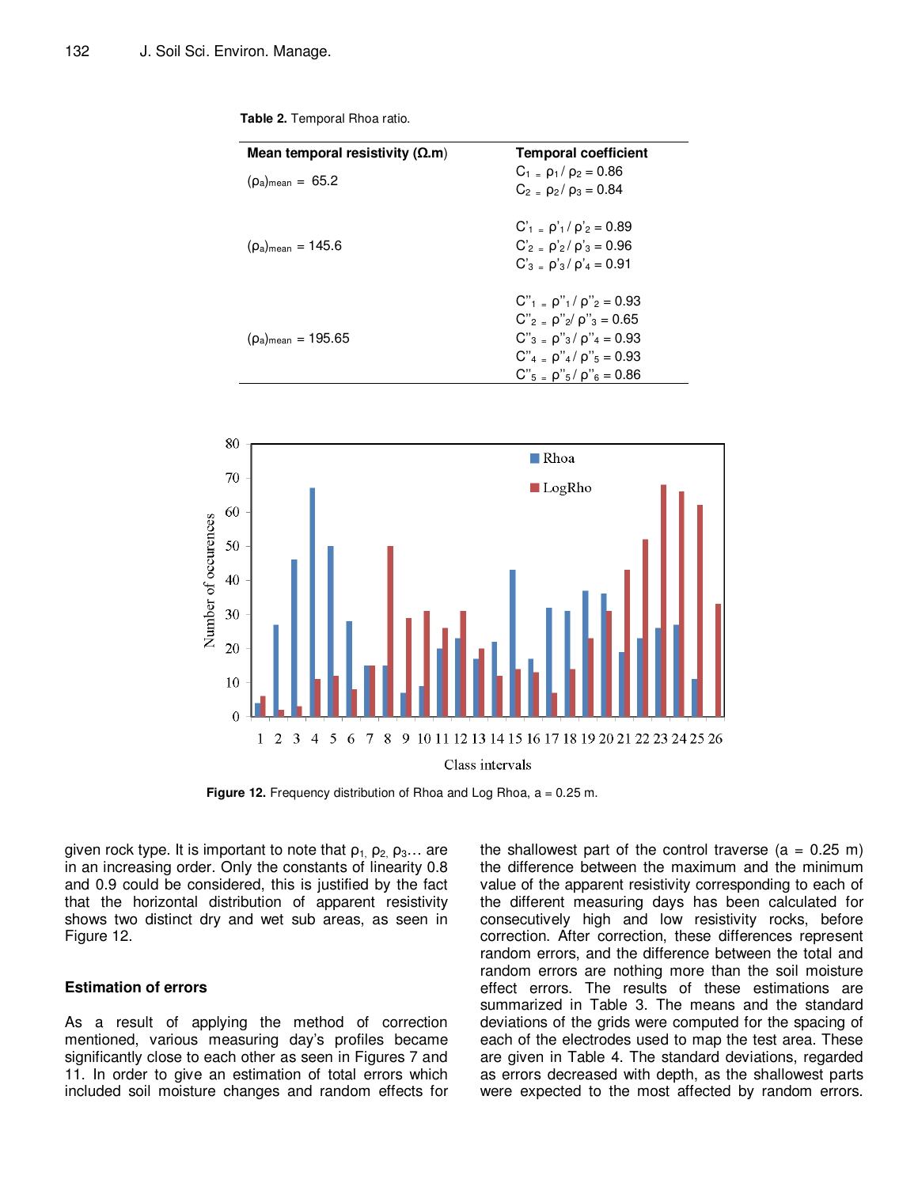**Table 2.** Temporal Rhoa ratio.

| Mean temporal resistivity (Ω.m) | Temporal coefficient |
|---|---|
| $(\rho_a)_{mean}$ = 65.2 | $C_1 = \rho_1 / \rho_2 = 0.86$<br>$C_2 = \rho_2 / \rho_3 = 0.84$ |
| $(\rho_a)_{mean}$ = 145.6 | $C'_1 = \rho'_1 / \rho'_2 = 0.89$<br>$C'_2 = \rho'_2 / \rho'_3 = 0.96$<br>$C'_3 = \rho'_3 / \rho'_4 = 0.91$ |
| $(\rho_a)_{mean}$ = 195.65 | $C''_1 = \rho''_1 / \rho''_2 = 0.93$<br>$C''_2 = \rho''_2 / \rho''_3 = 0.65$<br>$C''_3 = \rho''_3 / \rho''_4 = 0.93$<br>$C''_4 = \rho''_4 / \rho''_5 = 0.93$<br>$C''_5 = \rho''_5 / \rho''_6 = 0.86$ |

**Figure 12.** Frequency distribution of Rhoa and Log Rhoa, a = 0.25 m.

given rock type. It is important to note that $\rho_1$, $\rho_2$, $\rho_3$… are in an increasing order. Only the constants of linearity 0.8 and 0.9 could be considered, this is justified by the fact that the horizontal distribution of apparent resistivity shows two distinct dry and wet sub areas, as seen in Figure 12.

### Estimation of errors

As a result of applying the method of correction mentioned, various measuring day's profiles became significantly close to each other as seen in Figures 7 and 11. In order to give an estimation of total errors which included soil moisture changes and random effects for the shallowest part of the control traverse (a = 0.25 m) the difference between the maximum and the minimum value of the apparent resistivity corresponding to each of the different measuring days has been calculated for consecutively high and low resistivity rocks, before correction. After correction, these differences represent random errors, and the difference between the total and random errors are nothing more than the soil moisture effect errors. The results of these estimations are summarized in Table 3. The means and the standard deviations of the grids were computed for the spacing of each of the electrodes used to map the test area. These are given in Table 4. The standard deviations, regarded as errors decreased with depth, as the shallowest parts were expected to the most affected by random errors.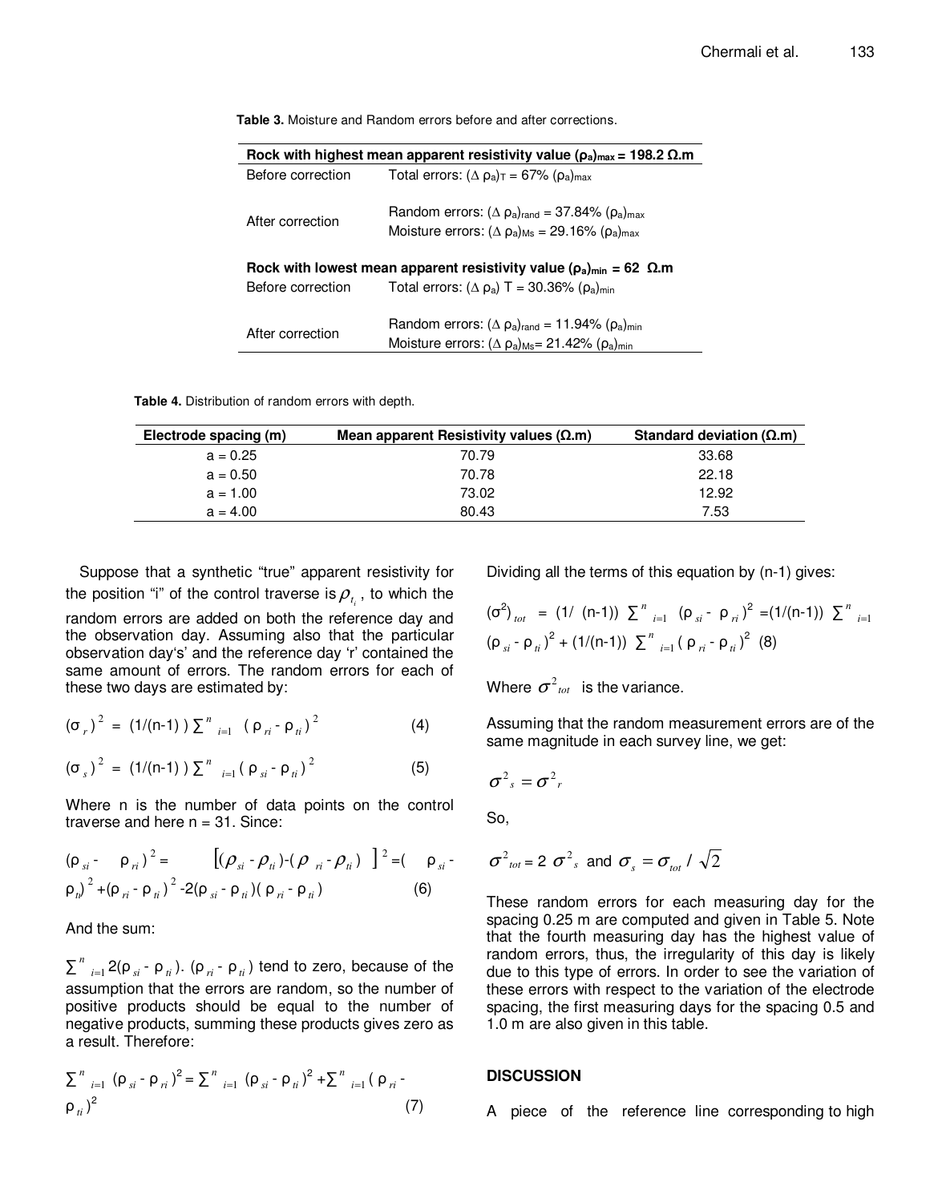**Table 3.** Moisture and Random errors before and after corrections.

| **Rock with highest mean apparent resistivity value $(\rho_a)_{max}$ = 198.2 Ω.m** | |
|---|---|
| Before correction | Total errors: $(\Delta \rho_a)_T$ = 67% $(\rho_a)_{max}$ |
| After correction | Random errors: $(\Delta \rho_a)_{rand}$ = 37.84% $(\rho_a)_{max}$<br>Moisture errors: $(\Delta \rho_a)_{Ms}$ = 29.16% $(\rho_a)_{max}$ |
| **Rock with lowest mean apparent resistivity value $(\rho_a)_{min}$ = 62 Ω.m** | |
| Before correction | Total errors: $(\Delta \rho_a)$ T = 30.36% $(\rho_a)_{min}$ |
| After correction | Random errors: $(\Delta \rho_a)_{rand}$ = 11.94% $(\rho_a)_{min}$<br>Moisture errors: $(\Delta \rho_a)_{Ms}$= 21.42% $(\rho_a)_{min}$ |

**Table 4.** Distribution of random errors with depth.

| Electrode spacing (m) | Mean apparent Resistivity values (Ω.m) | Standard deviation (Ω.m) |
|---|---|---|
| a = 0.25 | 70.79 | 33.68 |
| a = 0.50 | 70.78 | 22.18 |
| a = 1.00 | 73.02 | 12.92 |
| a = 4.00 | 80.43 | 7.53 |

Suppose that a synthetic "true" apparent resistivity for the position "i" of the control traverse is $\rho_{t_i}$, to which the random errors are added on both the reference day and the observation day. Assuming also that the particular observation day's' and the reference day 'r' contained the same amount of errors. The random errors for each of these two days are estimated by:

$$(\sigma_r)^2 = (1/(n-1)) \sum_{i=1}^{n} (\rho_{ri} - \rho_{ti})^2 \quad (4)$$

$$(\sigma_s)^2 = (1/(n-1)) \sum_{i=1}^{n} (\rho_{si} - \rho_{ti})^2 \quad (5)$$

Where n is the number of data points on the control traverse and here n = 31. Since:

$$(\rho_{si} - \rho_{ri})^2 = [(\rho_{si} - \rho_{ti}) - (\rho_{ri} - \rho_{ti})]^2 = (\rho_{si} - \rho_{ti})^2 + (\rho_{ri} - \rho_{ti})^2 - 2(\rho_{si} - \rho_{ti})(\rho_{ri} - \rho_{ti}) \quad (6)$$

And the sum:

$\sum_{i=1}^{n} 2(\rho_{si} - \rho_{ti}).(\rho_{ri} - \rho_{ti})$ tend to zero, because of the assumption that the errors are random, so the number of positive products should be equal to the number of negative products, summing these products gives zero as a result. Therefore:

$$\sum_{i=1}^{n} (\rho_{si} - \rho_{ri})^2 = \sum_{i=1}^{n} (\rho_{si} - \rho_{ti})^2 + \sum_{i=1}^{n} (\rho_{ri} - \rho_{ti})^2 \quad (7)$$

Dividing all the terms of this equation by (n-1) gives:

$$(\sigma^2)_{tot} = (1/(n-1)) \sum_{i=1}^{n} (\rho_{si} - \rho_{ri})^2 = (1/(n-1)) \sum_{i=1}^{n} (\rho_{si} - \rho_{ti})^2 + (1/(n-1)) \sum_{i=1}^{n} (\rho_{ri} - \rho_{ti})^2 \quad (8)$$

Where $\sigma^2_{tot}$ is the variance.

Assuming that the random measurement errors are of the same magnitude in each survey line, we get:

$$\sigma^2_s = \sigma^2_r$$

So,

$$\sigma^2_{tot} = 2\,\sigma^2_s \text{ and } \sigma_s = \sigma_{tot} / \sqrt{2}$$

These random errors for each measuring day for the spacing 0.25 m are computed and given in Table 5. Note that the fourth measuring day has the highest value of random errors, thus, the irregularity of this day is likely due to this type of errors. In order to see the variation of these errors with respect to the variation of the electrode spacing, the first measuring days for the spacing 0.5 and 1.0 m are also given in this table.

## DISCUSSION

A piece of the reference line corresponding to high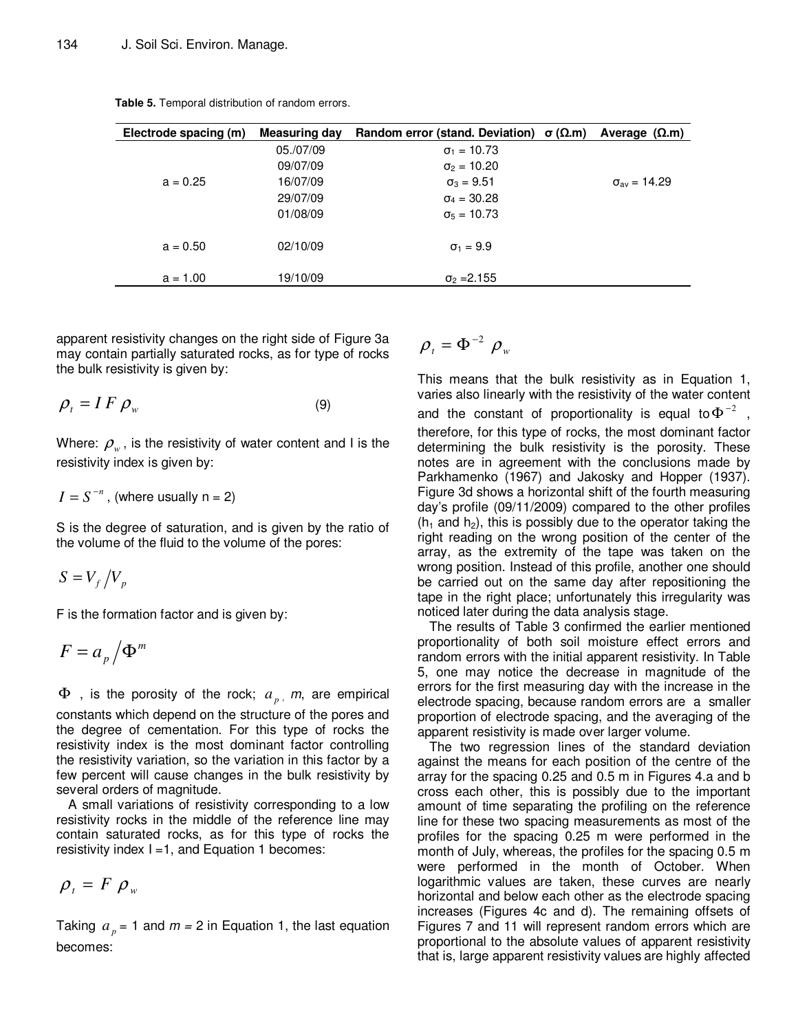**Table 5.** Temporal distribution of random errors.

| Electrode spacing (m) | Measuring day | Random error (stand. Deviation) σ (Ω.m) | Average (Ω.m) |
|---|---|---|---|
| a = 0.25 | 05./07/09 | $\sigma_1$ = 10.73 | $\sigma_{av}$ = 14.29 |
| | 09/07/09 | $\sigma_2$ = 10.20 | |
| | 16/07/09 | $\sigma_3$ = 9.51 | |
| | 29/07/09 | $\sigma_4$ = 30.28 | |
| | 01/08/09 | $\sigma_5$ = 10.73 | |
| a = 0.50 | 02/10/09 | $\sigma_1$ = 9.9 | |
| a = 1.00 | 19/10/09 | $\sigma_2$ =2.155 | |

apparent resistivity changes on the right side of Figure 3a may contain partially saturated rocks, as for type of rocks the bulk resistivity is given by:

$$\rho_t = I\,F\,\rho_w \qquad (9)$$

Where: $\rho_w$, is the resistivity of water content and I is the resistivity index is given by:

$I = S^{-n}$, (where usually n = 2)

S is the degree of saturation, and is given by the ratio of the volume of the fluid to the volume of the pores:

$$S = V_f / V_p$$

F is the formation factor and is given by:

$$F = a_p / \Phi^m$$

$\Phi$ , is the porosity of the rock; $a_p$, $m$, are empirical constants which depend on the structure of the pores and the degree of cementation. For this type of rocks the resistivity index is the most dominant factor controlling the resistivity variation, so the variation in this factor by a few percent will cause changes in the bulk resistivity by several orders of magnitude.

A small variations of resistivity corresponding to a low resistivity rocks in the middle of the reference line may contain saturated rocks, as for this type of rocks the resistivity index I =1, and Equation 1 becomes:

$$\rho_t = F\,\rho_w$$

Taking $a_p$ = 1 and $m$ = 2 in Equation 1, the last equation becomes:

$$\rho_t = \Phi^{-2}\,\rho_w$$

This means that the bulk resistivity as in Equation 1, varies also linearly with the resistivity of the water content and the constant of proportionality is equal to $\Phi^{-2}$ , therefore, for this type of rocks, the most dominant factor determining the bulk resistivity is the porosity. These notes are in agreement with the conclusions made by Parkhamenko (1967) and Jakosky and Hopper (1937). Figure 3d shows a horizontal shift of the fourth measuring day's profile (09/11/2009) compared to the other profiles ($h_1$ and $h_2$), this is possibly due to the operator taking the right reading on the wrong position of the center of the array, as the extremity of the tape was taken on the wrong position. Instead of this profile, another one should be carried out on the same day after repositioning the tape in the right place; unfortunately this irregularity was noticed later during the data analysis stage.

The results of Table 3 confirmed the earlier mentioned proportionality of both soil moisture effect errors and random errors with the initial apparent resistivity. In Table 5, one may notice the decrease in magnitude of the errors for the first measuring day with the increase in the electrode spacing, because random errors are a smaller proportion of electrode spacing, and the averaging of the apparent resistivity is made over larger volume.

The two regression lines of the standard deviation against the means for each position of the centre of the array for the spacing 0.25 and 0.5 m in Figures 4.a and b cross each other, this is possibly due to the important amount of time separating the profiling on the reference line for these two spacing measurements as most of the profiles for the spacing 0.25 m were performed in the month of July, whereas, the profiles for the spacing 0.5 m were performed in the month of October. When logarithmic values are taken, these curves are nearly horizontal and below each other as the electrode spacing increases (Figures 4c and d). The remaining offsets of Figures 7 and 11 will represent random errors which are proportional to the absolute values of apparent resistivity that is, large apparent resistivity values are highly affected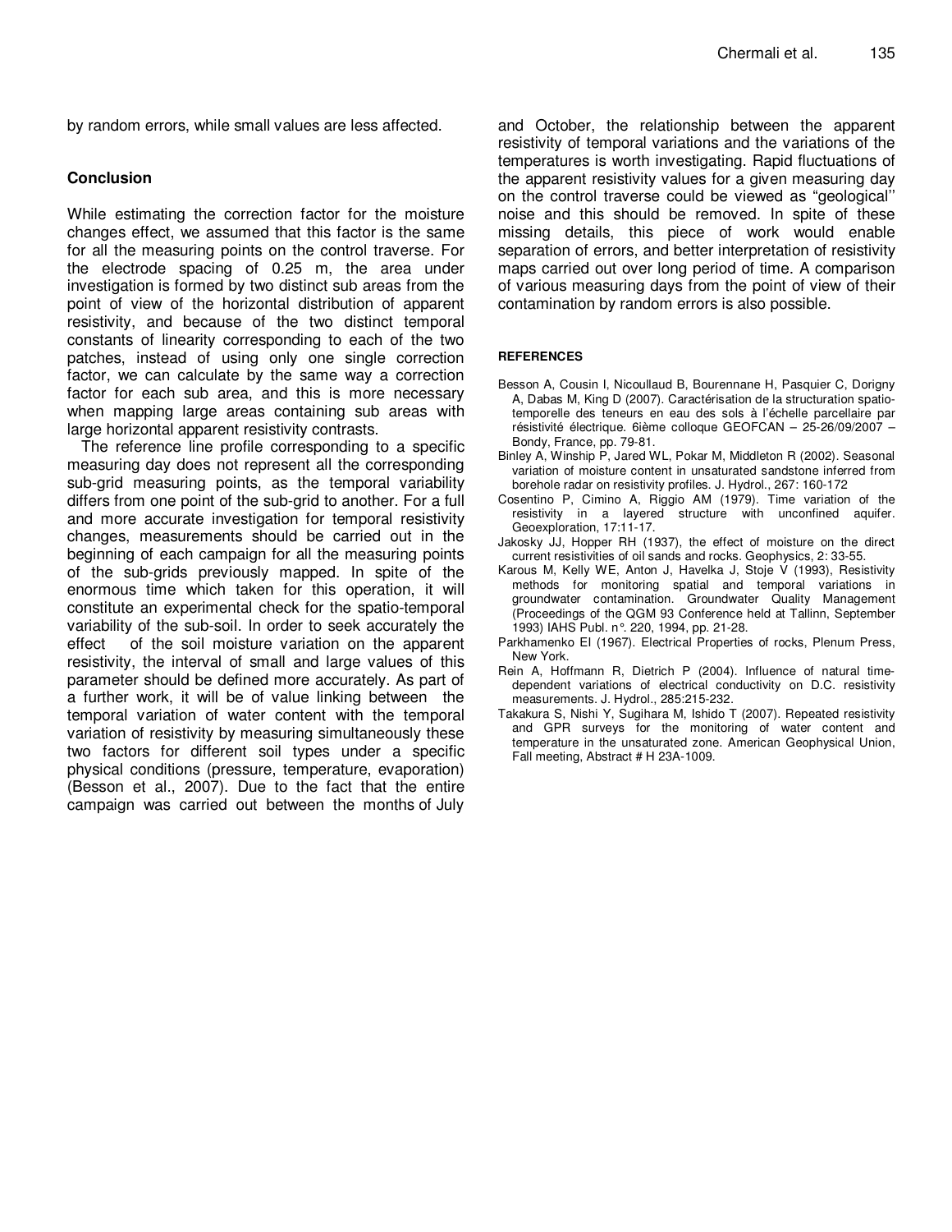by random errors, while small values are less affected.

## Conclusion

While estimating the correction factor for the moisture changes effect, we assumed that this factor is the same for all the measuring points on the control traverse. For the electrode spacing of 0.25 m, the area under investigation is formed by two distinct sub areas from the point of view of the horizontal distribution of apparent resistivity, and because of the two distinct temporal constants of linearity corresponding to each of the two patches, instead of using only one single correction factor, we can calculate by the same way a correction factor for each sub area, and this is more necessary when mapping large areas containing sub areas with large horizontal apparent resistivity contrasts.

The reference line profile corresponding to a specific measuring day does not represent all the corresponding sub-grid measuring points, as the temporal variability differs from one point of the sub-grid to another. For a full and more accurate investigation for temporal resistivity changes, measurements should be carried out in the beginning of each campaign for all the measuring points of the sub-grids previously mapped. In spite of the enormous time which taken for this operation, it will constitute an experimental check for the spatio-temporal variability of the sub-soil. In order to seek accurately the effect of the soil moisture variation on the apparent resistivity, the interval of small and large values of this parameter should be defined more accurately. As part of a further work, it will be of value linking between the temporal variation of water content with the temporal variation of resistivity by measuring simultaneously these two factors for different soil types under a specific physical conditions (pressure, temperature, evaporation) (Besson et al., 2007). Due to the fact that the entire campaign was carried out between the months of July and October, the relationship between the apparent resistivity of temporal variations and the variations of the temperatures is worth investigating. Rapid fluctuations of the apparent resistivity values for a given measuring day on the control traverse could be viewed as "geological'' noise and this should be removed. In spite of these missing details, this piece of work would enable separation of errors, and better interpretation of resistivity maps carried out over long period of time. A comparison of various measuring days from the point of view of their contamination by random errors is also possible.

## REFERENCES

Besson A, Cousin I, Nicoullaud B, Bourennane H, Pasquier C, Dorigny A, Dabas M, King D (2007). Caractérisation de la structuration spatio-temporelle des teneurs en eau des sols à l'échelle parcellaire par résistivité électrique. 6ième colloque GEOFCAN – 25-26/09/2007 – Bondy, France, pp. 79-81.

Binley A, Winship P, Jared WL, Pokar M, Middleton R (2002). Seasonal variation of moisture content in unsaturated sandstone inferred from borehole radar on resistivity profiles. J. Hydrol., 267: 160-172

Cosentino P, Cimino A, Riggio AM (1979). Time variation of the resistivity in a layered structure with unconfined aquifer. Geoexploration, 17:11-17.

Jakosky JJ, Hopper RH (1937), the effect of moisture on the direct current resistivities of oil sands and rocks. Geophysics, 2: 33-55.

Karous M, Kelly WE, Anton J, Havelka J, Stoje V (1993), Resistivity methods for monitoring spatial and temporal variations in groundwater contamination. Groundwater Quality Management (Proceedings of the QGM 93 Conference held at Tallinn, September 1993) IAHS Publ. n°. 220, 1994, pp. 21-28.

Parkhamenko EI (1967). Electrical Properties of rocks, Plenum Press, New York.

Rein A, Hoffmann R, Dietrich P (2004). Influence of natural time-dependent variations of electrical conductivity on D.C. resistivity measurements. J. Hydrol., 285:215-232.

Takakura S, Nishi Y, Sugihara M, Ishido T (2007). Repeated resistivity and GPR surveys for the monitoring of water content and temperature in the unsaturated zone. American Geophysical Union, Fall meeting, Abstract # H 23A-1009.